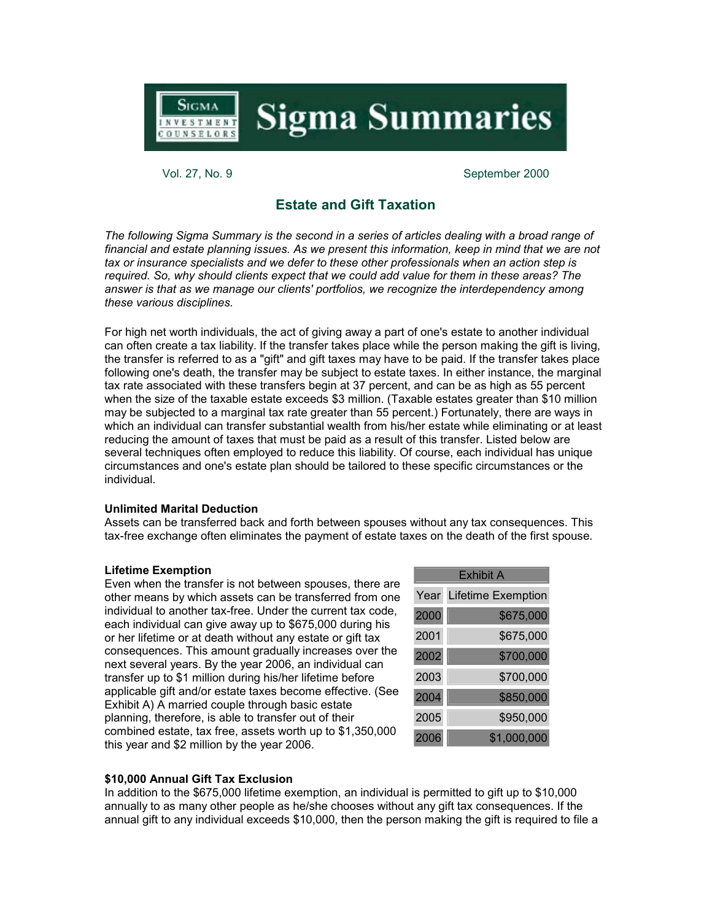# Sigma Summaries

Vol. 27, No. 9 September 2000

## Estate and Gift Taxation

*The following Sigma Summary is the second in a series of articles dealing with a broad range of financial and estate planning issues. As we present this information, keep in mind that we are not tax or insurance specialists and we defer to these other professionals when an action step is required. So, why should clients expect that we could add value for them in these areas? The answer is that as we manage our clients' portfolios, we recognize the interdependency among these various disciplines.*

For high net worth individuals, the act of giving away a part of one's estate to another individual can often create a tax liability. If the transfer takes place while the person making the gift is living, the transfer is referred to as a "gift" and gift taxes may have to be paid. If the transfer takes place following one's death, the transfer may be subject to estate taxes. In either instance, the marginal tax rate associated with these transfers begin at 37 percent, and can be as high as 55 percent when the size of the taxable estate exceeds $3 million. (Taxable estates greater than $10 million may be subjected to a marginal tax rate greater than 55 percent.) Fortunately, there are ways in which an individual can transfer substantial wealth from his/her estate while eliminating or at least reducing the amount of taxes that must be paid as a result of this transfer. Listed below are several techniques often employed to reduce this liability. Of course, each individual has unique circumstances and one's estate plan should be tailored to these specific circumstances or the individual.

**Unlimited Marital Deduction**
Assets can be transferred back and forth between spouses without any tax consequences. This tax-free exchange often eliminates the payment of estate taxes on the death of the first spouse.

**Lifetime Exemption**
Even when the transfer is not between spouses, there are other means by which assets can be transferred from one individual to another tax-free. Under the current tax code, each individual can give away up to $675,000 during his or her lifetime or at death without any estate or gift tax consequences. This amount gradually increases over the next several years. By the year 2006, an individual can transfer up to $1 million during his/her lifetime before applicable gift and/or estate taxes become effective. (See Exhibit A) A married couple through basic estate planning, therefore, is able to transfer out of their combined estate, tax free, assets worth up to $1,350,000 this year and $2 million by the year 2006.

| Exhibit A | |
|---|---|
| Year | Lifetime Exemption |
| 2000 | $675,000 |
| 2001 | $675,000 |
| 2002 | $700,000 |
| 2003 | $700,000 |
| 2004 | $850,000 |
| 2005 | $950,000 |
| 2006 | $1,000,000 |

**$10,000 Annual Gift Tax Exclusion**
In addition to the $675,000 lifetime exemption, an individual is permitted to gift up to $10,000 annually to as many other people as he/she chooses without any gift tax consequences. If the annual gift to any individual exceeds $10,000, then the person making the gift is required to file a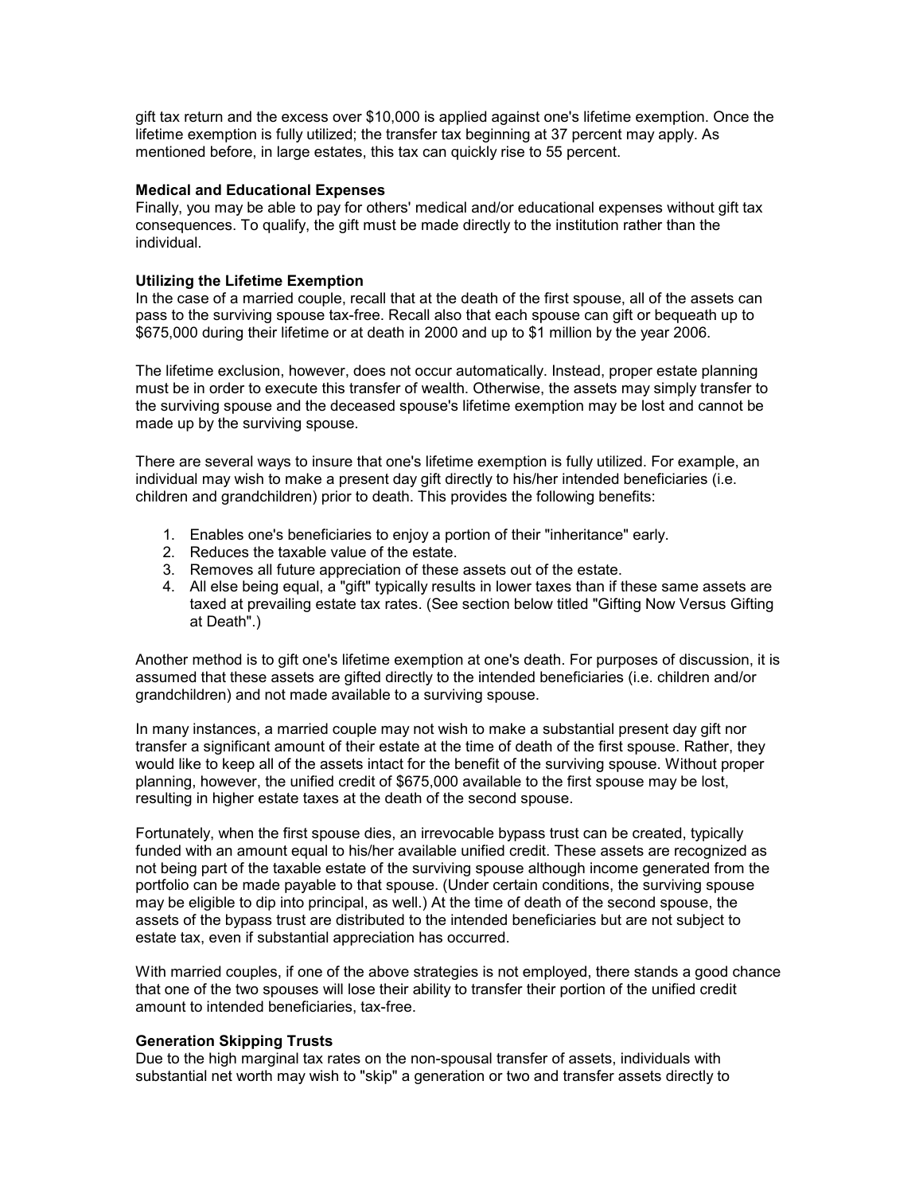gift tax return and the excess over $10,000 is applied against one's lifetime exemption. Once the lifetime exemption is fully utilized; the transfer tax beginning at 37 percent may apply. As mentioned before, in large estates, this tax can quickly rise to 55 percent.

**Medical and Educational Expenses**
Finally, you may be able to pay for others' medical and/or educational expenses without gift tax consequences. To qualify, the gift must be made directly to the institution rather than the individual.

**Utilizing the Lifetime Exemption**
In the case of a married couple, recall that at the death of the first spouse, all of the assets can pass to the surviving spouse tax-free. Recall also that each spouse can gift or bequeath up to $675,000 during their lifetime or at death in 2000 and up to $1 million by the year 2006.

The lifetime exclusion, however, does not occur automatically. Instead, proper estate planning must be in order to execute this transfer of wealth. Otherwise, the assets may simply transfer to the surviving spouse and the deceased spouse's lifetime exemption may be lost and cannot be made up by the surviving spouse.

There are several ways to insure that one's lifetime exemption is fully utilized. For example, an individual may wish to make a present day gift directly to his/her intended beneficiaries (i.e. children and grandchildren) prior to death. This provides the following benefits:

1. Enables one's beneficiaries to enjoy a portion of their "inheritance" early.
2. Reduces the taxable value of the estate.
3. Removes all future appreciation of these assets out of the estate.
4. All else being equal, a "gift" typically results in lower taxes than if these same assets are taxed at prevailing estate tax rates. (See section below titled "Gifting Now Versus Gifting at Death".)

Another method is to gift one's lifetime exemption at one's death. For purposes of discussion, it is assumed that these assets are gifted directly to the intended beneficiaries (i.e. children and/or grandchildren) and not made available to a surviving spouse.

In many instances, a married couple may not wish to make a substantial present day gift nor transfer a significant amount of their estate at the time of death of the first spouse. Rather, they would like to keep all of the assets intact for the benefit of the surviving spouse. Without proper planning, however, the unified credit of $675,000 available to the first spouse may be lost, resulting in higher estate taxes at the death of the second spouse.

Fortunately, when the first spouse dies, an irrevocable bypass trust can be created, typically funded with an amount equal to his/her available unified credit. These assets are recognized as not being part of the taxable estate of the surviving spouse although income generated from the portfolio can be made payable to that spouse. (Under certain conditions, the surviving spouse may be eligible to dip into principal, as well.) At the time of death of the second spouse, the assets of the bypass trust are distributed to the intended beneficiaries but are not subject to estate tax, even if substantial appreciation has occurred.

With married couples, if one of the above strategies is not employed, there stands a good chance that one of the two spouses will lose their ability to transfer their portion of the unified credit amount to intended beneficiaries, tax-free.

**Generation Skipping Trusts**
Due to the high marginal tax rates on the non-spousal transfer of assets, individuals with substantial net worth may wish to "skip" a generation or two and transfer assets directly to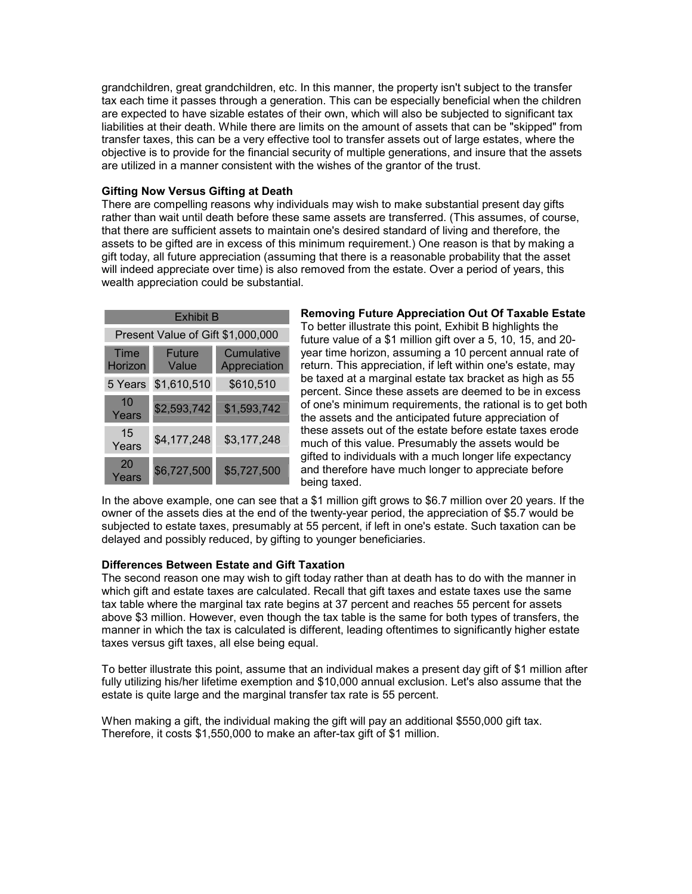grandchildren, great grandchildren, etc. In this manner, the property isn't subject to the transfer tax each time it passes through a generation. This can be especially beneficial when the children are expected to have sizable estates of their own, which will also be subjected to significant tax liabilities at their death. While there are limits on the amount of assets that can be "skipped" from transfer taxes, this can be a very effective tool to transfer assets out of large estates, where the objective is to provide for the financial security of multiple generations, and insure that the assets are utilized in a manner consistent with the wishes of the grantor of the trust.

**Gifting Now Versus Gifting at Death**

There are compelling reasons why individuals may wish to make substantial present day gifts rather than wait until death before these same assets are transferred. (This assumes, of course, that there are sufficient assets to maintain one's desired standard of living and therefore, the assets to be gifted are in excess of this minimum requirement.) One reason is that by making a gift today, all future appreciation (assuming that there is a reasonable probability that the asset will indeed appreciate over time) is also removed from the estate. Over a period of years, this wealth appreciation could be substantial.

| Exhibit B | | |
|---|---|---|
| Present Value of Gift $1,000,000 | | |
| Time Horizon | Future Value | Cumulative Appreciation |
| 5 Years | $1,610,510 | $610,510 |
| 10 Years | $2,593,742 | $1,593,742 |
| 15 Years | $4,177,248 | $3,177,248 |
| 20 Years | $6,727,500 | $5,727,500 |

**Removing Future Appreciation Out Of Taxable Estate**

To better illustrate this point, Exhibit B highlights the future value of a $1 million gift over a 5, 10, 15, and 20-year time horizon, assuming a 10 percent annual rate of return. This appreciation, if left within one's estate, may be taxed at a marginal estate tax bracket as high as 55 percent. Since these assets are deemed to be in excess of one's minimum requirements, the rational is to get both the assets and the anticipated future appreciation of these assets out of the estate before estate taxes erode much of this value. Presumably the assets would be gifted to individuals with a much longer life expectancy and therefore have much longer to appreciate before being taxed.

In the above example, one can see that a $1 million gift grows to $6.7 million over 20 years. If the owner of the assets dies at the end of the twenty-year period, the appreciation of $5.7 would be subjected to estate taxes, presumably at 55 percent, if left in one's estate. Such taxation can be delayed and possibly reduced, by gifting to younger beneficiaries.

**Differences Between Estate and Gift Taxation**

The second reason one may wish to gift today rather than at death has to do with the manner in which gift and estate taxes are calculated. Recall that gift taxes and estate taxes use the same tax table where the marginal tax rate begins at 37 percent and reaches 55 percent for assets above $3 million. However, even though the tax table is the same for both types of transfers, the manner in which the tax is calculated is different, leading oftentimes to significantly higher estate taxes versus gift taxes, all else being equal.

To better illustrate this point, assume that an individual makes a present day gift of $1 million after fully utilizing his/her lifetime exemption and $10,000 annual exclusion. Let's also assume that the estate is quite large and the marginal transfer tax rate is 55 percent.

When making a gift, the individual making the gift will pay an additional $550,000 gift tax. Therefore, it costs $1,550,000 to make an after-tax gift of $1 million.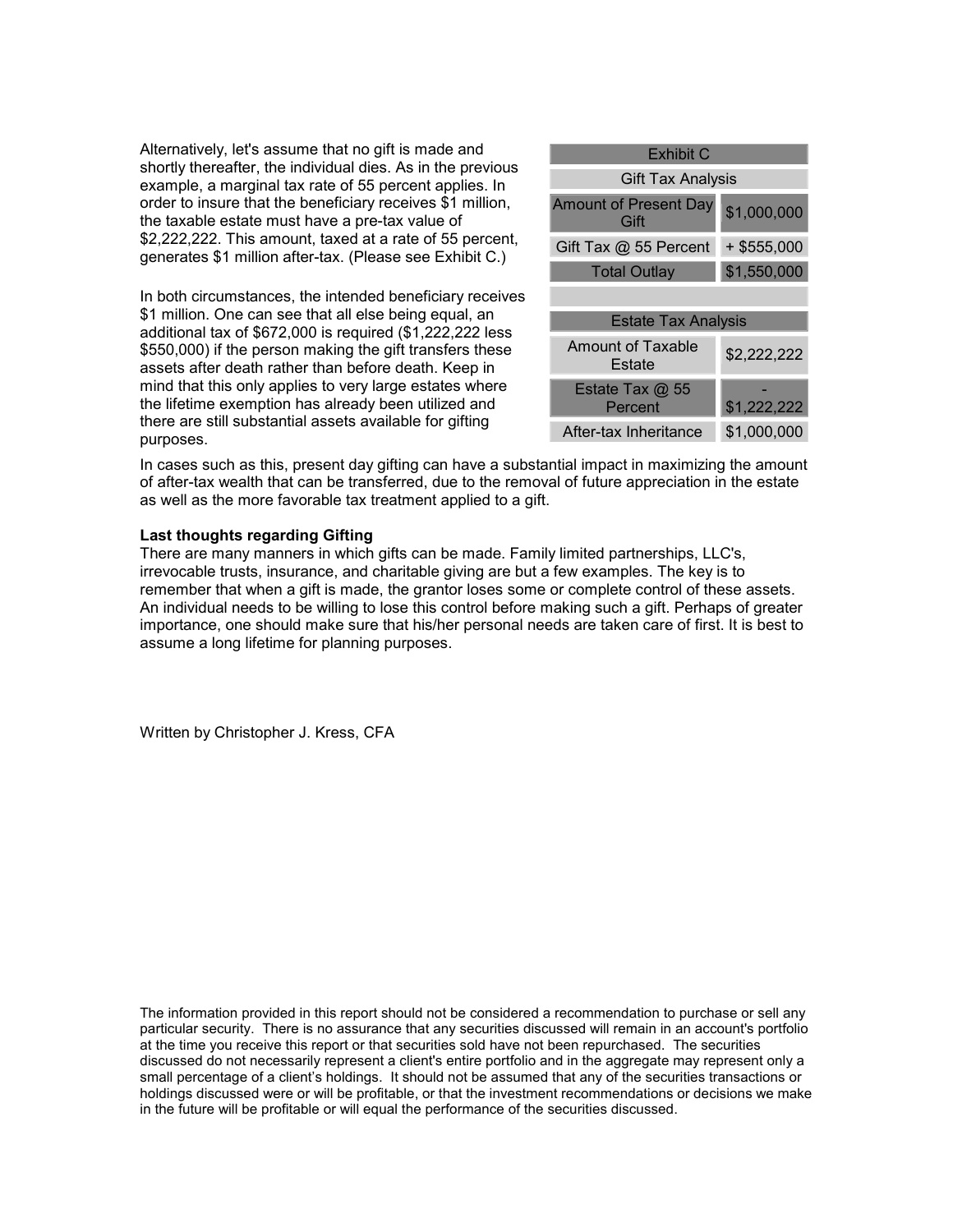Alternatively, let's assume that no gift is made and shortly thereafter, the individual dies. As in the previous example, a marginal tax rate of 55 percent applies. In order to insure that the beneficiary receives $1 million, the taxable estate must have a pre-tax value of $2,222,222. This amount, taxed at a rate of 55 percent, generates $1 million after-tax. (Please see Exhibit C.)

| Exhibit C | |
|---|---|
| **Gift Tax Analysis** | |
| Amount of Present Day Gift | $1,000,000 |
| Gift Tax @ 55 Percent | + $555,000 |
| Total Outlay | $1,550,000 |
| | |
| **Estate Tax Analysis** | |
| Amount of Taxable Estate | $2,222,222 |
| Estate Tax @ 55 Percent | - $1,222,222 |
| After-tax Inheritance | $1,000,000 |

In both circumstances, the intended beneficiary receives $1 million. One can see that all else being equal, an additional tax of $672,000 is required ($1,222,222 less $550,000) if the person making the gift transfers these assets after death rather than before death. Keep in mind that this only applies to very large estates where the lifetime exemption has already been utilized and there are still substantial assets available for gifting purposes.

In cases such as this, present day gifting can have a substantial impact in maximizing the amount of after-tax wealth that can be transferred, due to the removal of future appreciation in the estate as well as the more favorable tax treatment applied to a gift.

**Last thoughts regarding Gifting**

There are many manners in which gifts can be made. Family limited partnerships, LLC's, irrevocable trusts, insurance, and charitable giving are but a few examples. The key is to remember that when a gift is made, the grantor loses some or complete control of these assets. An individual needs to be willing to lose this control before making such a gift. Perhaps of greater importance, one should make sure that his/her personal needs are taken care of first. It is best to assume a long lifetime for planning purposes.

Written by Christopher J. Kress, CFA

The information provided in this report should not be considered a recommendation to purchase or sell any particular security. There is no assurance that any securities discussed will remain in an account's portfolio at the time you receive this report or that securities sold have not been repurchased. The securities discussed do not necessarily represent a client's entire portfolio and in the aggregate may represent only a small percentage of a client's holdings. It should not be assumed that any of the securities transactions or holdings discussed were or will be profitable, or that the investment recommendations or decisions we make in the future will be profitable or will equal the performance of the securities discussed.